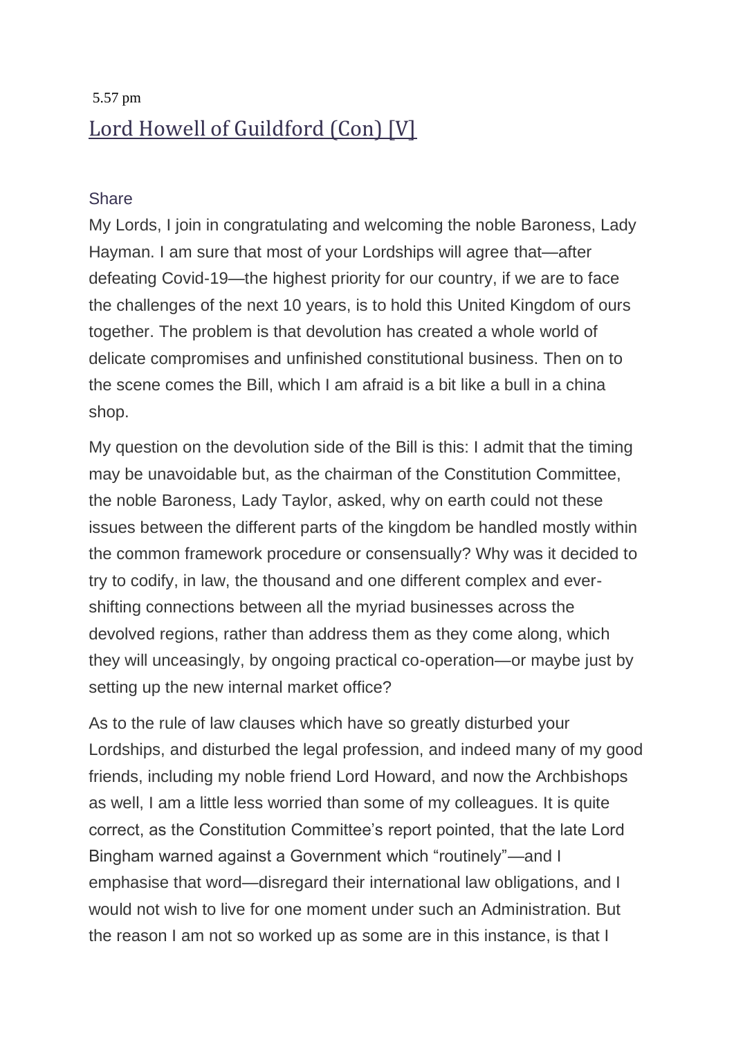5.57 pm

## Lord Howell of Guildford (Con) [V]

Share

My Lords, I join in congratulating and welcoming the noble Baroness, Lady Hayman. I am sure that most of your Lordships will agree that—after defeating Covid-19—the highest priority for our country, if we are to face the challenges of the next 10 years, is to hold this United Kingdom of ours together. The problem is that devolution has created a whole world of delicate compromises and unfinished constitutional business. Then on to the scene comes the Bill, which I am afraid is a bit like a bull in a china shop.

My question on the devolution side of the Bill is this: I admit that the timing may be unavoidable but, as the chairman of the Constitution Committee, the noble Baroness, Lady Taylor, asked, why on earth could not these issues between the different parts of the kingdom be handled mostly within the common framework procedure or consensually? Why was it decided to try to codify, in law, the thousand and one different complex and ever-shifting connections between all the myriad businesses across the devolved regions, rather than address them as they come along, which they will unceasingly, by ongoing practical co-operation—or maybe just by setting up the new internal market office?

As to the rule of law clauses which have so greatly disturbed your Lordships, and disturbed the legal profession, and indeed many of my good friends, including my noble friend Lord Howard, and now the Archbishops as well, I am a little less worried than some of my colleagues. It is quite correct, as the Constitution Committee's report pointed, that the late Lord Bingham warned against a Government which "routinely"—and I emphasise that word—disregard their international law obligations, and I would not wish to live for one moment under such an Administration. But the reason I am not so worked up as some are in this instance, is that I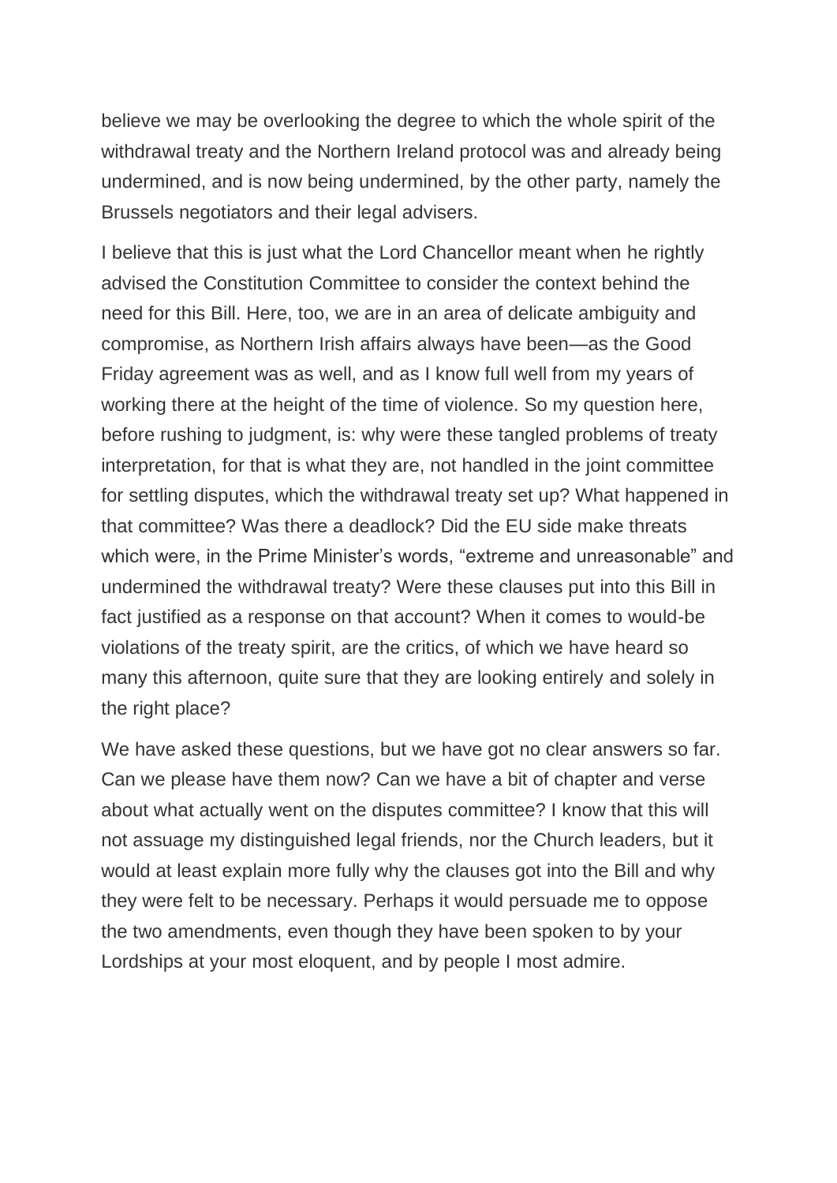believe we may be overlooking the degree to which the whole spirit of the withdrawal treaty and the Northern Ireland protocol was and already being undermined, and is now being undermined, by the other party, namely the Brussels negotiators and their legal advisers.

I believe that this is just what the Lord Chancellor meant when he rightly advised the Constitution Committee to consider the context behind the need for this Bill. Here, too, we are in an area of delicate ambiguity and compromise, as Northern Irish affairs always have been—as the Good Friday agreement was as well, and as I know full well from my years of working there at the height of the time of violence. So my question here, before rushing to judgment, is: why were these tangled problems of treaty interpretation, for that is what they are, not handled in the joint committee for settling disputes, which the withdrawal treaty set up? What happened in that committee? Was there a deadlock? Did the EU side make threats which were, in the Prime Minister's words, "extreme and unreasonable" and undermined the withdrawal treaty? Were these clauses put into this Bill in fact justified as a response on that account? When it comes to would-be violations of the treaty spirit, are the critics, of which we have heard so many this afternoon, quite sure that they are looking entirely and solely in the right place?

We have asked these questions, but we have got no clear answers so far. Can we please have them now? Can we have a bit of chapter and verse about what actually went on the disputes committee? I know that this will not assuage my distinguished legal friends, nor the Church leaders, but it would at least explain more fully why the clauses got into the Bill and why they were felt to be necessary. Perhaps it would persuade me to oppose the two amendments, even though they have been spoken to by your Lordships at your most eloquent, and by people I most admire.